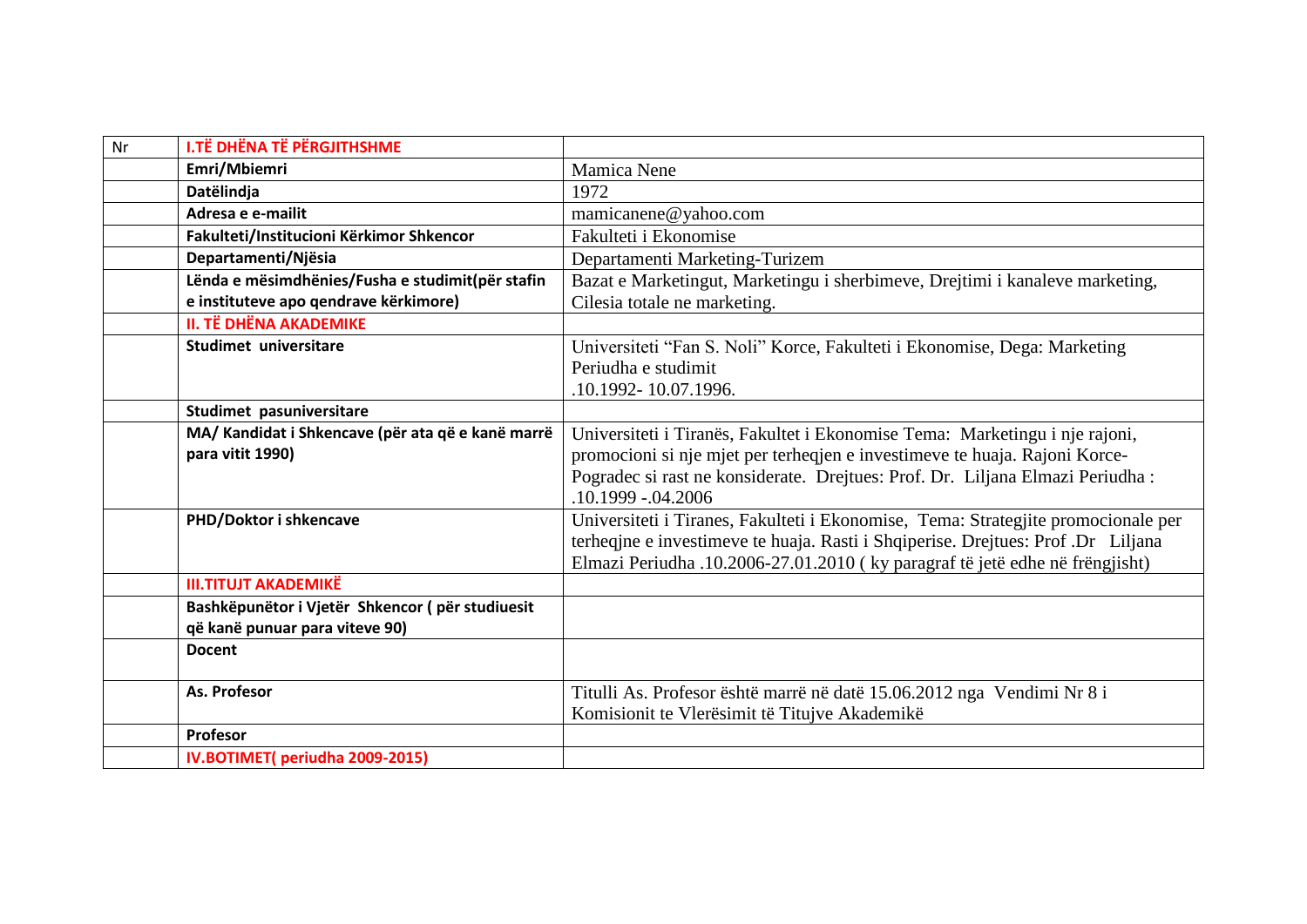| Nr | **I.TË DHËNA TË PËRGJITHSHME** | |
|---|---|---|
| | **Emri/Mbiemri** | Mamica Nene |
| | **Datëlindja** | 1972 |
| | **Adresa e e-mailit** | mamicanene@yahoo.com |
| | **Fakulteti/Institucioni Kërkimor Shkencor** | Fakulteti i Ekonomise |
| | **Departamenti/Njësia** | Departamenti Marketing-Turizem |
| | **Lënda e mësimdhënies/Fusha e studimit(për stafin e instituteve apo qendrave kërkimore)** | Bazat e Marketingut, Marketingu i sherbimeve, Drejtimi i kanaleve marketing, Cilesia totale ne marketing. |
| | **II. TË DHËNA AKADEMIKE** | |
| | **Studimet universitare** | Universiteti "Fan S. Noli" Korce, Fakulteti i Ekonomise, Dega: Marketing Periudha e studimit .10.1992- 10.07.1996. |
| | **Studimet pasuniversitare** | |
| | **MA/ Kandidat i Shkencave (për ata që e kanë marrë para vitit 1990)** | Universiteti i Tiranës, Fakultet i Ekonomise Tema: Marketingu i nje rajoni, promocioni si nje mjet per terheqjen e investimeve te huaja. Rajoni Korce-Pogradec si rast ne konsiderate. Drejtues: Prof. Dr. Liljana Elmazi Periudha : .10.1999 -.04.2006 |
| | **PHD/Doktor i shkencave** | Universiteti i Tiranes, Fakulteti i Ekonomise, Tema: Strategjite promocionale per terheqjne e investimeve te huaja. Rasti i Shqiperise. Drejtues: Prof .Dr Liljana Elmazi Periudha .10.2006-27.01.2010 ( ky paragraf të jetë edhe në frëngjisht) |
| | **III.TITUJT AKADEMIKË** | |
| | **Bashkëpunëtor i Vjetër Shkencor ( për studiuesit që kanë punuar para viteve 90)** | |
| | **Docent** | |
| | **As. Profesor** | Titulli As. Profesor është marrë në datë 15.06.2012 nga Vendimi Nr 8 i Komisionit te Vlerësimit të Titujve Akademikë |
| | **Profesor** | |
| | **IV.BOTIMET( periudha 2009-2015)** | |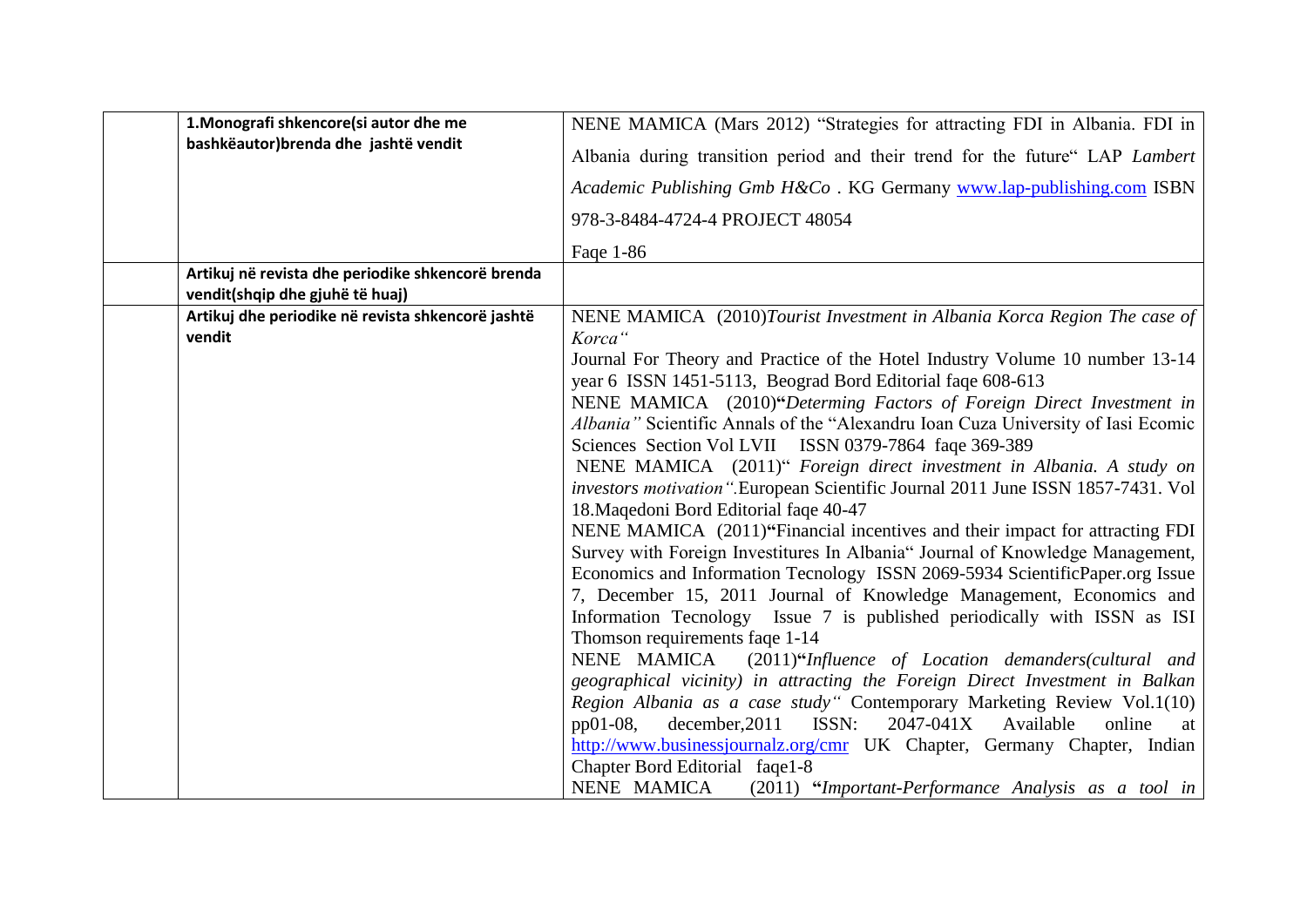| | | |
|---|---|---|
| | **1.Monografi shkencore(si autor dhe me bashkëautor)brenda dhe jashtë vendit** | NENE MAMICA (Mars 2012) "Strategies for attracting FDI in Albania. FDI in Albania during transition period and their trend for the future" LAP *Lambert Academic Publishing Gmb H&Co* . KG Germany www.lap-publishing.com ISBN 978-3-8484-4724-4 PROJECT 48054<br><br>Faqe 1-86 |
| | **Artikuj në revista dhe periodike shkencorë brenda vendit(shqip dhe gjuhë të huaj)** | |
| | **Artikuj dhe periodike në revista shkencorë jashtë vendit** | NENE MAMICA (2010)*Tourist Investment in Albania Korca Region The case of Korca"*<br>Journal For Theory and Practice of the Hotel Industry Volume 10 number 13-14 year 6 ISSN 1451-5113, Beograd Bord Editorial faqe 608-613<br>NENE MAMICA (2010)**"***Determing Factors of Foreign Direct Investment in Albania"* Scientific Annals of the "Alexandru Ioan Cuza University of Iasi Ecomic Sciences Section Vol LVII ISSN 0379-7864 faqe 369-389<br>NENE MAMICA (2011)" *Foreign direct investment in Albania. A study on investors motivation".*European Scientific Journal 2011 June ISSN 1857-7431. Vol 18.Maqedoni Bord Editorial faqe 40-47<br>NENE MAMICA (2011)**"**Financial incentives and their impact for attracting FDI Survey with Foreign Investitures In Albania" Journal of Knowledge Management, Economics and Information Tecnology ISSN 2069-5934 ScientificPaper.org Issue 7, December 15, 2011 Journal of Knowledge Management, Economics and Information Tecnology Issue 7 is published periodically with ISSN as ISI Thomson requirements faqe 1-14<br>NENE MAMICA (2011)**"***Influence of Location demanders(cultural and geographical vicinity) in attracting the Foreign Direct Investment in Balkan Region Albania as a case study"* Contemporary Marketing Review Vol.1(10) pp01-08, december,2011 ISSN: 2047-041X Available online at http://www.businessjournalz.org/cmr UK Chapter, Germany Chapter, Indian Chapter Bord Editorial faqe1-8<br>NENE MAMICA (2011) **"***Important-Performance Analysis as a tool in* |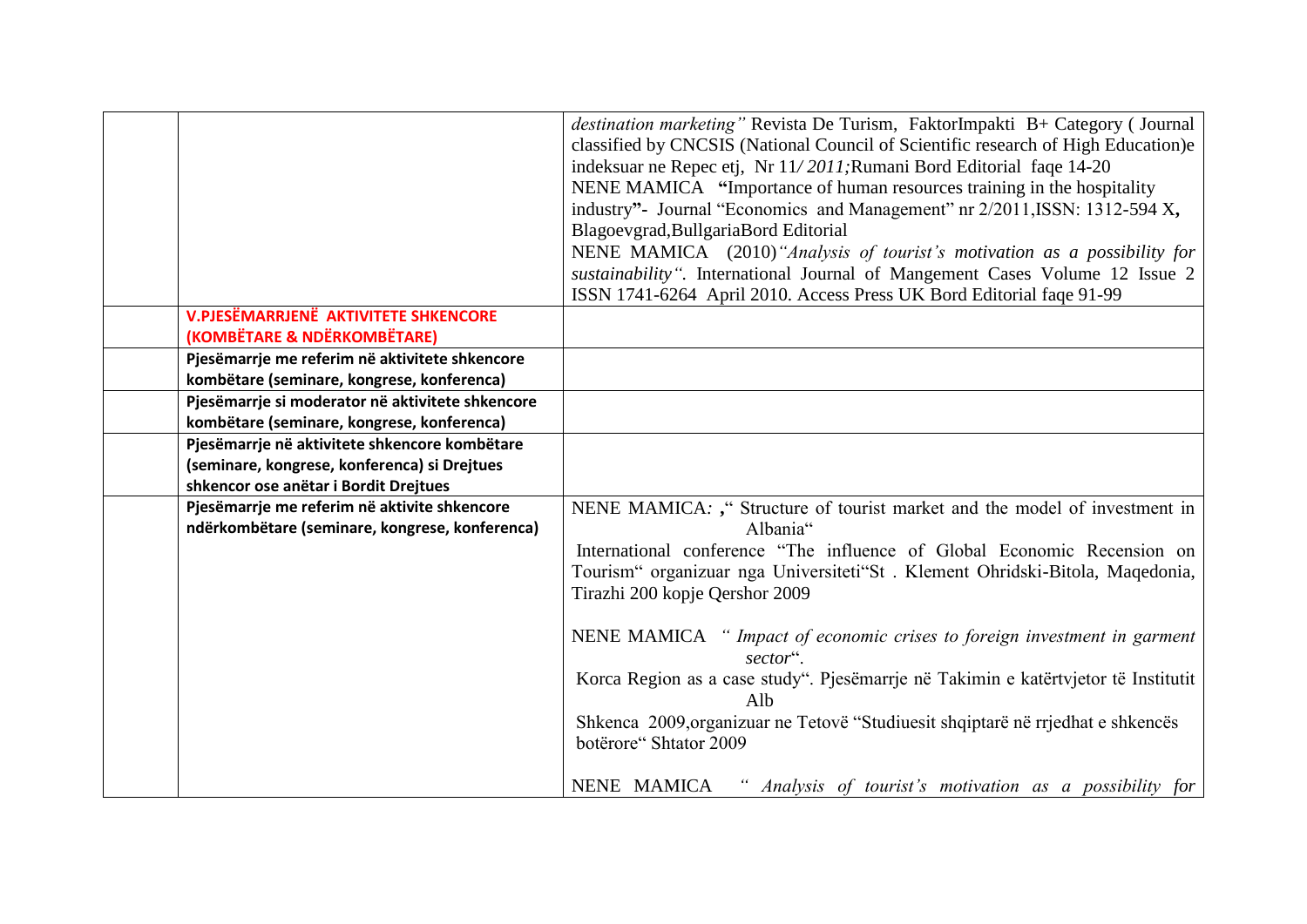| | | |
|---|---|---|
| | | *destination marketing"* Revista De Turism, FaktorImpakti B+ Category ( Journal classified by CNCSIS (National Council of Scientific research of High Education)e indeksuar ne Repec etj, Nr 11*/ 2011;*Rumani Bord Editorial faqe 14-20<br>NENE MAMICA **"**Importance of human resources training in the hospitality industry**"-** Journal "Economics and Management" nr 2/2011,ISSN: 1312-594 X**,** Blagoevgrad,BullgariaBord Editorial<br>NENE MAMICA (2010)*"Analysis of tourist's motivation as a possibility for sustainability".* International Journal of Mangement Cases Volume 12 Issue 2 ISSN 1741-6264 April 2010. Access Press UK Bord Editorial faqe 91-99 |
| | **V.PJESËMARRJENË AKTIVITETE SHKENCORE (KOMBËTARE & NDËRKOMBËTARE)** | |
| | **Pjesëmarrje me referim në aktivitete shkencore kombëtare (seminare, kongrese, konferenca)** | |
| | **Pjesëmarrje si moderator në aktivitete shkencore kombëtare (seminare, kongrese, konferenca)** | |
| | **Pjesëmarrje në aktivitete shkencore kombëtare (seminare, kongrese, konferenca) si Drejtues shkencor ose anëtar i Bordit Drejtues** | |
| | **Pjesëmarrje me referim në aktivite shkencore ndërkombëtare (seminare, kongrese, konferenca)** | NENE MAMICA*:* **,**" Structure of tourist market and the model of investment in Albania"<br>International conference "The influence of Global Economic Recension on Tourism" organizuar nga Universiteti"St . Klement Ohridski-Bitola, Maqedonia, Tirazhi 200 kopje Qershor 2009<br><br>NENE MAMICA *" Impact of economic crises to foreign investment in garment sector*".<br>Korca Region as a case study". Pjesëmarrje në Takimin e katërtvjetor të Institutit Alb<br>Shkenca 2009,organizuar ne Tetovë "Studiuesit shqiptarë në rrjedhat e shkencës botërore" Shtator 2009<br><br>NENE MAMICA *" Analysis of tourist's motivation as a possibility for* |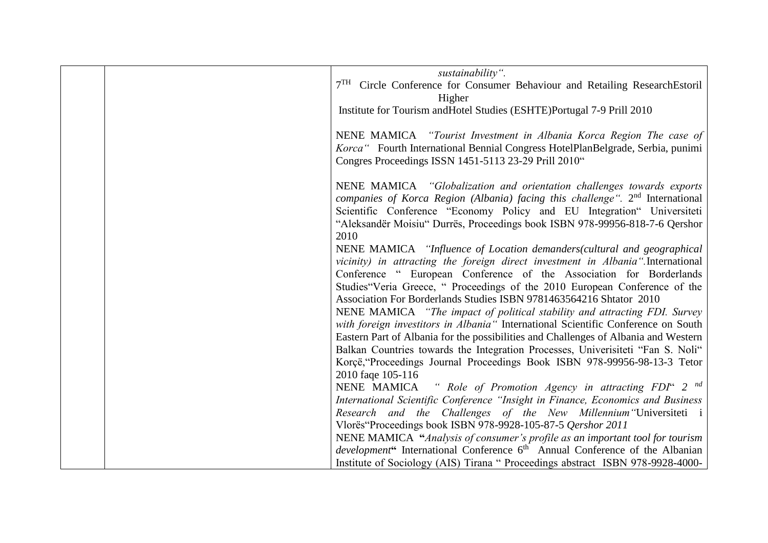| | | |
|---|---|---|
| | | *sustainability".* 7[TH] Circle Conference for Consumer Behaviour and Retailing ResearchEstoril Higher Institute for Tourism andHotel Studies (ESHTE)Portugal 7-9 Prill 2010<br><br>NENE MAMICA *"Tourist Investment in Albania Korca Region The case of Korca"* Fourth International Bennial Congress HotelPlanBelgrade, Serbia, punimi Congres Proceedings ISSN 1451-5113 23-29 Prill 2010"<br><br>NENE MAMICA *"Globalization and orientation challenges towards exports companies of Korca Region (Albania) facing this challenge".* 2[nd] International Scientific Conference "Economy Policy and EU Integration" Universiteti "Aleksandër Moisiu" Durrës, Proceedings book ISBN 978-99956-818-7-6 Qershor 2010<br>NENE MAMICA *"Influence of Location demanders(cultural and geographical vicinity) in attracting the foreign direct investment in Albania".* International Conference " European Conference of the Association for Borderlands Studies"Veria Greece, " Proceedings of the 2010 European Conference of the Association For Borderlands Studies ISBN 9781463564216 Shtator 2010<br>NENE MAMICA *"The impact of political stability and attracting FDI. Survey with foreign investitors in Albania"* International Scientific Conference on South Eastern Part of Albania for the possibilities and Challenges of Albania and Western Balkan Countries towards the Integration Processes, Univerisiteti "Fan S. Noli" Korçë,"Proceedings Journal Proceedings Book ISBN 978-99956-98-13-3 Tetor 2010 faqe 105-116<br>NENE MAMICA *" Role of Promotion Agency in attracting FDI" 2 [nd] International Scientific Conference "Insight in Finance, Economics and Business Research and the Challenges of the New Millennium"*Universiteti i Vlorës"Proceedings book ISBN 978-9928-105-87-5 *Qershor 2011*<br>NENE MAMICA **"***Analysis of consumer's profile as an important tool for tourism development***"** International Conference 6[th] Annual Conference of the Albanian Institute of Sociology (AIS) Tirana " Proceedings abstract ISBN 978-9928-4000- |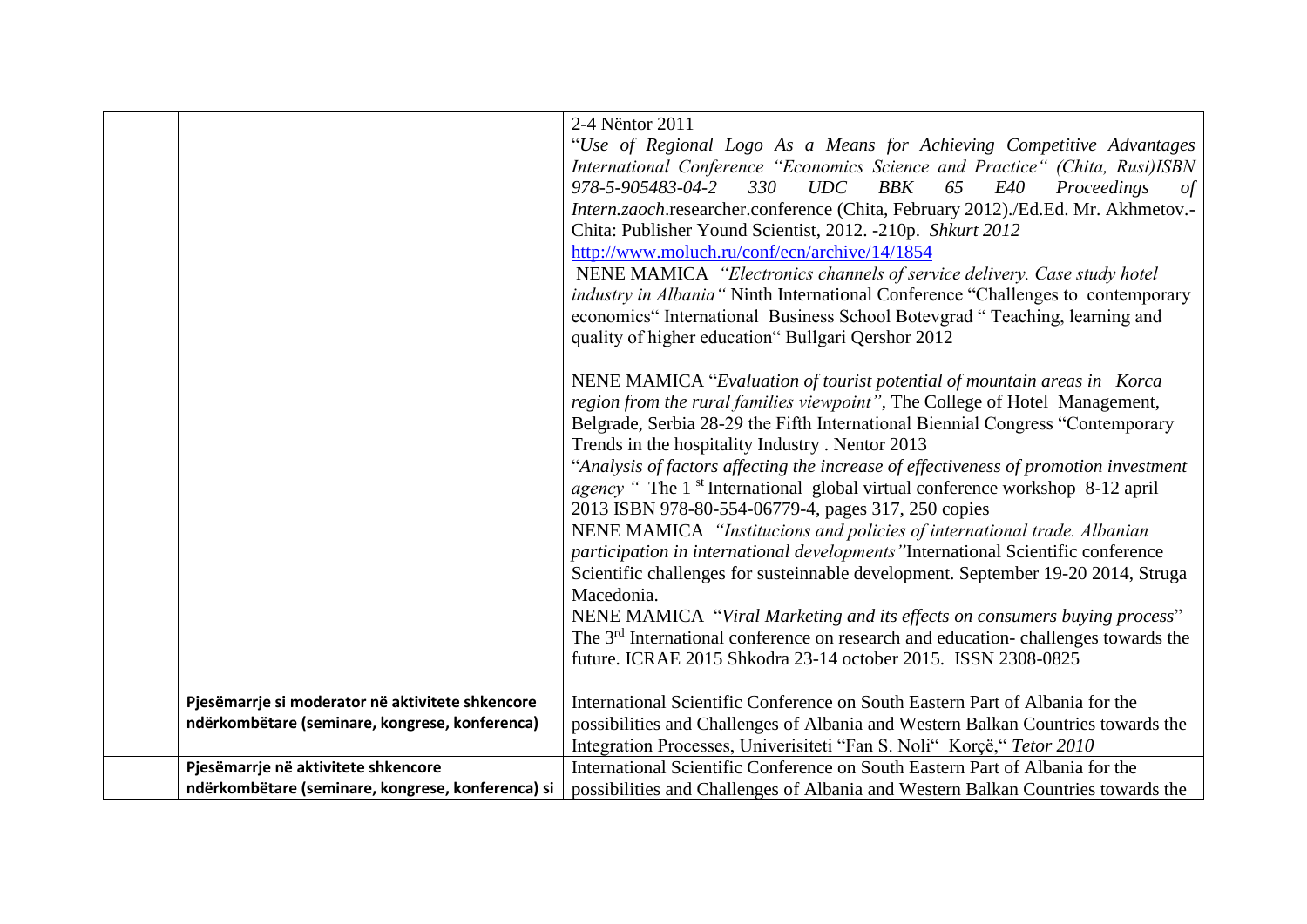| | | |
|---|---|---|
| | | 2-4 Nëntor 2011<br>"*Use of Regional Logo As a Means for Achieving Competitive Advantages International Conference "Economics Science and Practice" (Chita, Rusi)ISBN 978-5-905483-04-2 330 UDC BBK 65 E40 Proceedings of Intern.zaoch*.researcher.conference (Chita, February 2012)./Ed.Ed. Mr. Akhmetov.-Chita: Publisher Yound Scientist, 2012. -210p. *Shkurt 2012*<br>http://www.moluch.ru/conf/ecn/archive/14/1854<br>NENE MAMICA *"Electronics channels of service delivery. Case study hotel industry in Albania"* Ninth International Conference "Challenges to contemporary economics" International Business School Botevgrad " Teaching, learning and quality of higher education" Bullgari Qershor 2012<br><br>NENE MAMICA "*Evaluation of tourist potential of mountain areas in Korca region from the rural families viewpoint"*, The College of Hotel Management, Belgrade, Serbia 28-29 the Fifth International Biennial Congress "Contemporary Trends in the hospitality Industry . Nentor 2013<br>"*Analysis of factors affecting the increase of effectiveness of promotion investment agency "* The 1 st International global virtual conference workshop 8-12 april 2013 ISBN 978-80-554-06779-4, pages 317, 250 copies<br>NENE MAMICA *"Institucions and policies of international trade. Albanian participation in international developments"*International Scientific conference Scientific challenges for susteinnable development. September 19-20 2014, Struga Macedonia.<br>NENE MAMICA "*Viral Marketing and its effects on consumers buying process*" The 3rd International conference on research and education- challenges towards the future. ICRAE 2015 Shkodra 23-14 october 2015. ISSN 2308-0825 |
| | **Pjesëmarrje si moderator në aktivitete shkencore ndërkombëtare (seminare, kongrese, konferenca)** | International Scientific Conference on South Eastern Part of Albania for the possibilities and Challenges of Albania and Western Balkan Countries towards the Integration Processes, Univerisiteti "Fan S. Noli" Korçë," *Tetor 2010* |
| | **Pjesëmarrje në aktivitete shkencore ndërkombëtare (seminare, kongrese, konferenca) si** | International Scientific Conference on South Eastern Part of Albania for the possibilities and Challenges of Albania and Western Balkan Countries towards the |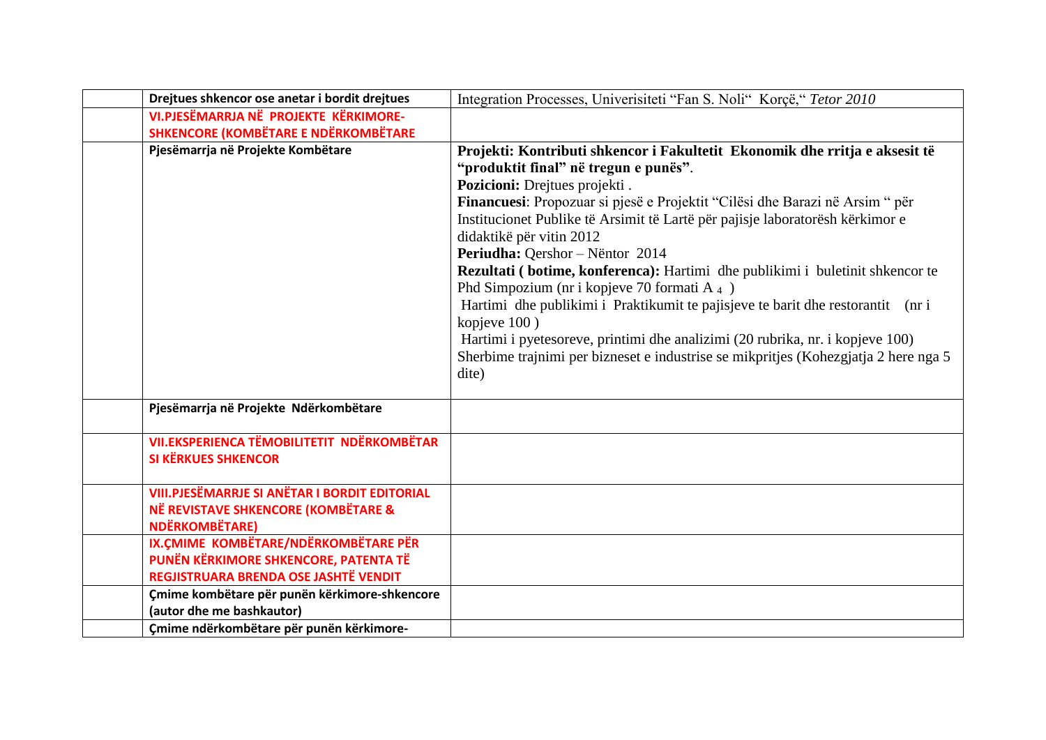| | | |
|---|---|---|
| | **Drejtues shkencor ose anetar i bordit drejtues** | Integration Processes, Univerisiteti "Fan S. Noli" Korçë," *Tetor 2010* |
| | **VI.PJESËMARRJA NË PROJEKTE KËRKIMORE-SHKENCORE (KOMBËTARE E NDËRKOMBËTARE** | |
| | **Pjesëmarrja në Projekte Kombëtare** | **Projekti: Kontributi shkencor i Fakultetit Ekonomik dhe rritja e aksesit të "produktit final" në tregun e punës".** <br> **Pozicioni:** Drejtues projekti . <br> **Financuesi**: Propozuar si pjesë e Projektit "Cilësi dhe Barazi në Arsim " për Institucionet Publike të Arsimit të Lartë për pajisje laboratorësh kërkimor e didaktikë për vitin 2012 <br> **Periudha:** Qershor – Nëntor 2014 <br> **Rezultati ( botime, konferenca):** Hartimi dhe publikimi i buletinit shkencor te Phd Simpozium (nr i kopjeve 70 formati A $_4$ ) <br> Hartimi dhe publikimi i Praktikumit te pajisjeve te barit dhe restorantit (nr i kopjeve 100 ) <br> Hartimi i pyetesoreve, printimi dhe analizimi (20 rubrika, nr. i kopjeve 100) <br> Sherbime trajnimi per bizneset e industrise se mikpritjes (Kohezgjatja 2 here nga 5 dite) |
| | **Pjesëmarrja në Projekte Ndërkombëtare** | |
| | **VII.EKSPERIENCA TËMOBILITETIT NDËRKOMBËTAR SI KËRKUES SHKENCOR** | |
| | **VIII.PJESËMARRJE SI ANËTAR I BORDIT EDITORIAL NË REVISTAVE SHKENCORE (KOMBËTARE & NDËRKOMBËTARE)** | |
| | **IX.ÇMIME KOMBËTARE/NDËRKOMBËTARE PËR PUNËN KËRKIMORE SHKENCORE, PATENTA TË REGJISTRUARA BRENDA OSE JASHTË VENDIT** | |
| | **Çmime kombëtare për punën kërkimore-shkencore (autor dhe me bashkautor)** | |
| | **Çmime ndërkombëtare për punën kërkimore-** | |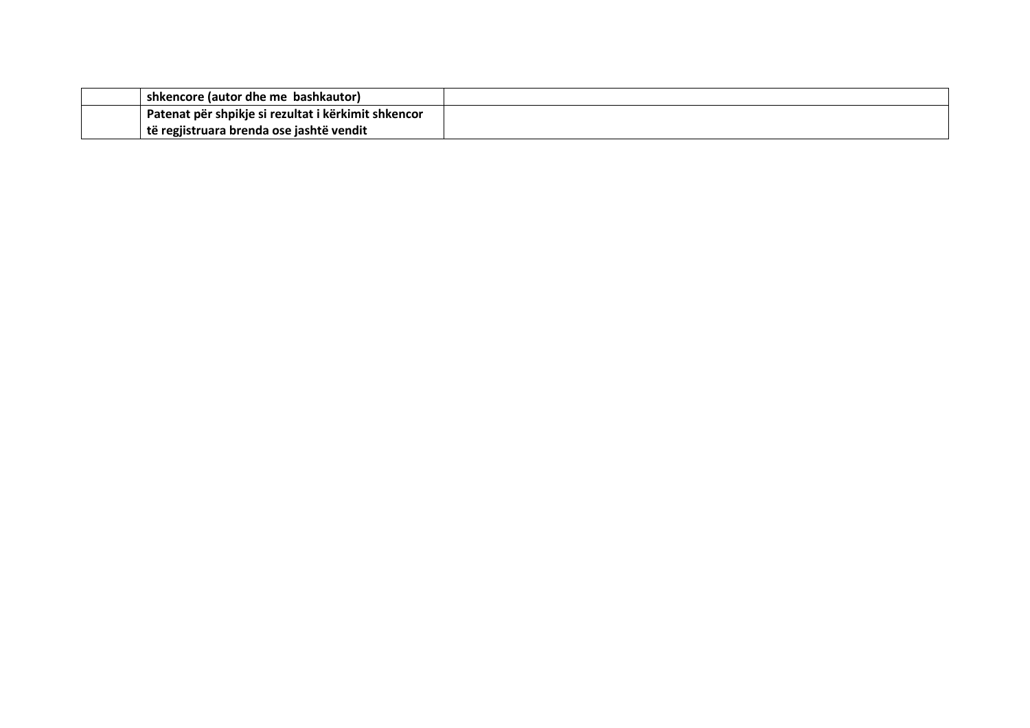| | | |
|---|---|---|
| | **shkencore (autor dhe me bashkautor)** | |
| | **Patenat për shpikje si rezultat i kërkimit shkencor të regjistruara brenda ose jashtë vendit** | |